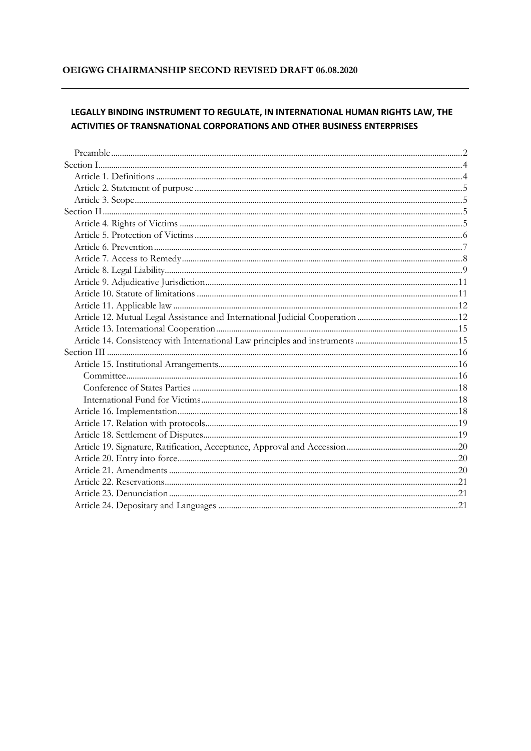**OEIGWG CHAIRMANSHIP SECOND REVISED DRAFT 06.08.2020**

---

# LEGALLY BINDING INSTRUMENT TO REGULATE, IN INTERNATIONAL HUMAN RIGHTS LAW, THE ACTIVITIES OF TRANSNATIONAL CORPORATIONS AND OTHER BUSINESS ENTERPRISES

- Preamble ..... 2
- Section I ..... 4
  - Article 1. Definitions ..... 4
  - Article 2. Statement of purpose ..... 5
  - Article 3. Scope ..... 5
- Section II ..... 5
  - Article 4. Rights of Victims ..... 5
  - Article 5. Protection of Victims ..... 6
  - Article 6. Prevention ..... 7
  - Article 7. Access to Remedy ..... 8
  - Article 8. Legal Liability ..... 9
  - Article 9. Adjudicative Jurisdiction ..... 11
  - Article 10. Statute of limitations ..... 11
  - Article 11. Applicable law ..... 12
  - Article 12. Mutual Legal Assistance and International Judicial Cooperation ..... 12
  - Article 13. International Cooperation ..... 15
  - Article 14. Consistency with International Law principles and instruments ..... 15
- Section III ..... 16
  - Article 15. Institutional Arrangements ..... 16
    - Committee ..... 16
    - Conference of States Parties ..... 18
    - International Fund for Victims ..... 18
  - Article 16. Implementation ..... 18
  - Article 17. Relation with protocols ..... 19
  - Article 18. Settlement of Disputes ..... 19
  - Article 19. Signature, Ratification, Acceptance, Approval and Accession ..... 20
  - Article 20. Entry into force ..... 20
  - Article 21. Amendments ..... 20
  - Article 22. Reservations ..... 21
  - Article 23. Denunciation ..... 21
  - Article 24. Depositary and Languages ..... 21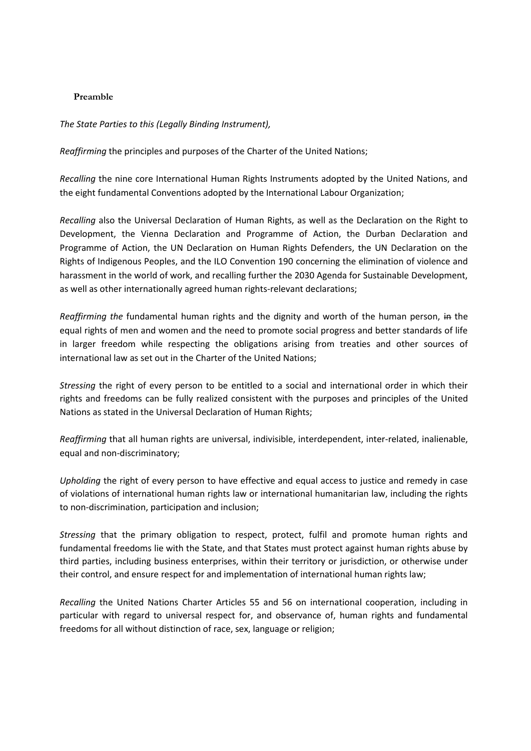**Preamble**

*The State Parties to this (Legally Binding Instrument),*

*Reaffirming* the principles and purposes of the Charter of the United Nations;

*Recalling* the nine core International Human Rights Instruments adopted by the United Nations, and the eight fundamental Conventions adopted by the International Labour Organization;

*Recalling* also the Universal Declaration of Human Rights, as well as the Declaration on the Right to Development, the Vienna Declaration and Programme of Action, the Durban Declaration and Programme of Action, the UN Declaration on Human Rights Defenders, the UN Declaration on the Rights of Indigenous Peoples, and the ILO Convention 190 concerning the elimination of violence and harassment in the world of work, and recalling further the 2030 Agenda for Sustainable Development, as well as other internationally agreed human rights-relevant declarations;

*Reaffirming the* fundamental human rights and the dignity and worth of the human person, ~~in~~ the equal rights of men and women and the need to promote social progress and better standards of life in larger freedom while respecting the obligations arising from treaties and other sources of international law as set out in the Charter of the United Nations;

*Stressing* the right of every person to be entitled to a social and international order in which their rights and freedoms can be fully realized consistent with the purposes and principles of the United Nations as stated in the Universal Declaration of Human Rights;

*Reaffirming* that all human rights are universal, indivisible, interdependent, inter-related, inalienable, equal and non-discriminatory;

*Upholding* the right of every person to have effective and equal access to justice and remedy in case of violations of international human rights law or international humanitarian law, including the rights to non-discrimination, participation and inclusion;

*Stressing* that the primary obligation to respect, protect, fulfil and promote human rights and fundamental freedoms lie with the State, and that States must protect against human rights abuse by third parties, including business enterprises, within their territory or jurisdiction, or otherwise under their control, and ensure respect for and implementation of international human rights law;

*Recalling* the United Nations Charter Articles 55 and 56 on international cooperation, including in particular with regard to universal respect for, and observance of, human rights and fundamental freedoms for all without distinction of race, sex, language or religion;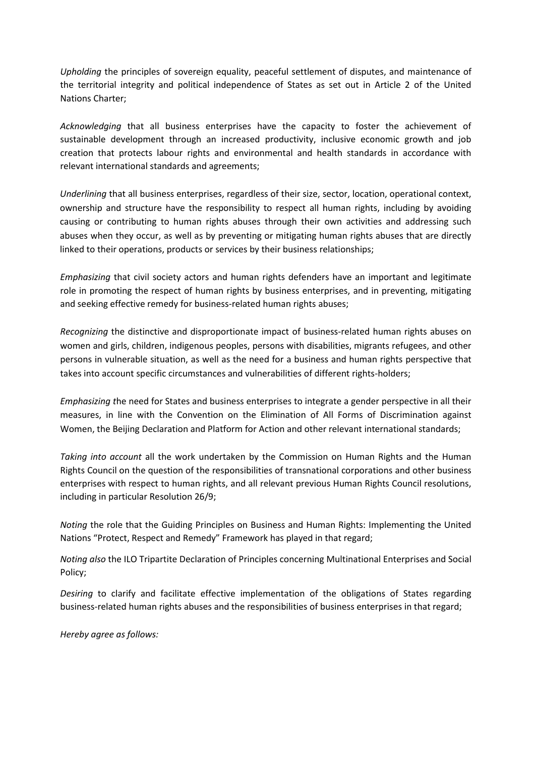*Upholding* the principles of sovereign equality, peaceful settlement of disputes, and maintenance of the territorial integrity and political independence of States as set out in Article 2 of the United Nations Charter;

*Acknowledging* that all business enterprises have the capacity to foster the achievement of sustainable development through an increased productivity, inclusive economic growth and job creation that protects labour rights and environmental and health standards in accordance with relevant international standards and agreements;

*Underlining* that all business enterprises, regardless of their size, sector, location, operational context, ownership and structure have the responsibility to respect all human rights, including by avoiding causing or contributing to human rights abuses through their own activities and addressing such abuses when they occur, as well as by preventing or mitigating human rights abuses that are directly linked to their operations, products or services by their business relationships;

*Emphasizing* that civil society actors and human rights defenders have an important and legitimate role in promoting the respect of human rights by business enterprises, and in preventing, mitigating and seeking effective remedy for business-related human rights abuses;

*Recognizing* the distinctive and disproportionate impact of business-related human rights abuses on women and girls, children, indigenous peoples, persons with disabilities, migrants refugees, and other persons in vulnerable situation, as well as the need for a business and human rights perspective that takes into account specific circumstances and vulnerabilities of different rights-holders;

*Emphasizing t*he need for States and business enterprises to integrate a gender perspective in all their measures, in line with the Convention on the Elimination of All Forms of Discrimination against Women, the Beijing Declaration and Platform for Action and other relevant international standards;

*Taking into account* all the work undertaken by the Commission on Human Rights and the Human Rights Council on the question of the responsibilities of transnational corporations and other business enterprises with respect to human rights, and all relevant previous Human Rights Council resolutions, including in particular Resolution 26/9;

*Noting* the role that the Guiding Principles on Business and Human Rights: Implementing the United Nations "Protect, Respect and Remedy" Framework has played in that regard;

*Noting also* the ILO Tripartite Declaration of Principles concerning Multinational Enterprises and Social Policy;

*Desiring* to clarify and facilitate effective implementation of the obligations of States regarding business-related human rights abuses and the responsibilities of business enterprises in that regard;

*Hereby agree as follows:*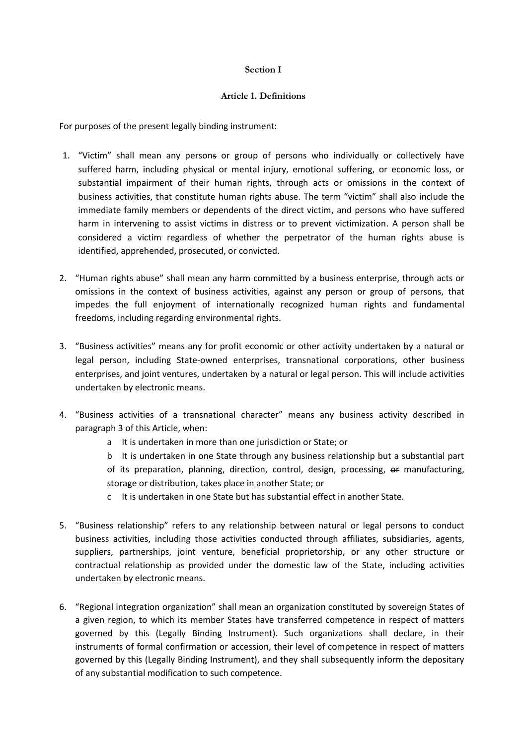**Section I**

**Article 1. Definitions**

For purposes of the present legally binding instrument:

1. "Victim" shall mean any persons or group of persons who individually or collectively have suffered harm, including physical or mental injury, emotional suffering, or economic loss, or substantial impairment of their human rights, through acts or omissions in the context of business activities, that constitute human rights abuse. The term "victim" shall also include the immediate family members or dependents of the direct victim, and persons who have suffered harm in intervening to assist victims in distress or to prevent victimization. A person shall be considered a victim regardless of whether the perpetrator of the human rights abuse is identified, apprehended, prosecuted, or convicted.

2. "Human rights abuse" shall mean any harm committed by a business enterprise, through acts or omissions in the context of business activities, against any person or group of persons, that impedes the full enjoyment of internationally recognized human rights and fundamental freedoms, including regarding environmental rights.

3. "Business activities" means any for profit economic or other activity undertaken by a natural or legal person, including State-owned enterprises, transnational corporations, other business enterprises, and joint ventures, undertaken by a natural or legal person. This will include activities undertaken by electronic means.

4. "Business activities of a transnational character" means any business activity described in paragraph 3 of this Article, when:
   - a It is undertaken in more than one jurisdiction or State; or
   - b It is undertaken in one State through any business relationship but a substantial part of its preparation, planning, direction, control, design, processing, ~~or~~ manufacturing, storage or distribution, takes place in another State; or
   - c It is undertaken in one State but has substantial effect in another State.

5. "Business relationship" refers to any relationship between natural or legal persons to conduct business activities, including those activities conducted through affiliates, subsidiaries, agents, suppliers, partnerships, joint venture, beneficial proprietorship, or any other structure or contractual relationship as provided under the domestic law of the State, including activities undertaken by electronic means.

6. "Regional integration organization" shall mean an organization constituted by sovereign States of a given region, to which its member States have transferred competence in respect of matters governed by this (Legally Binding Instrument). Such organizations shall declare, in their instruments of formal confirmation or accession, their level of competence in respect of matters governed by this (Legally Binding Instrument), and they shall subsequently inform the depositary of any substantial modification to such competence.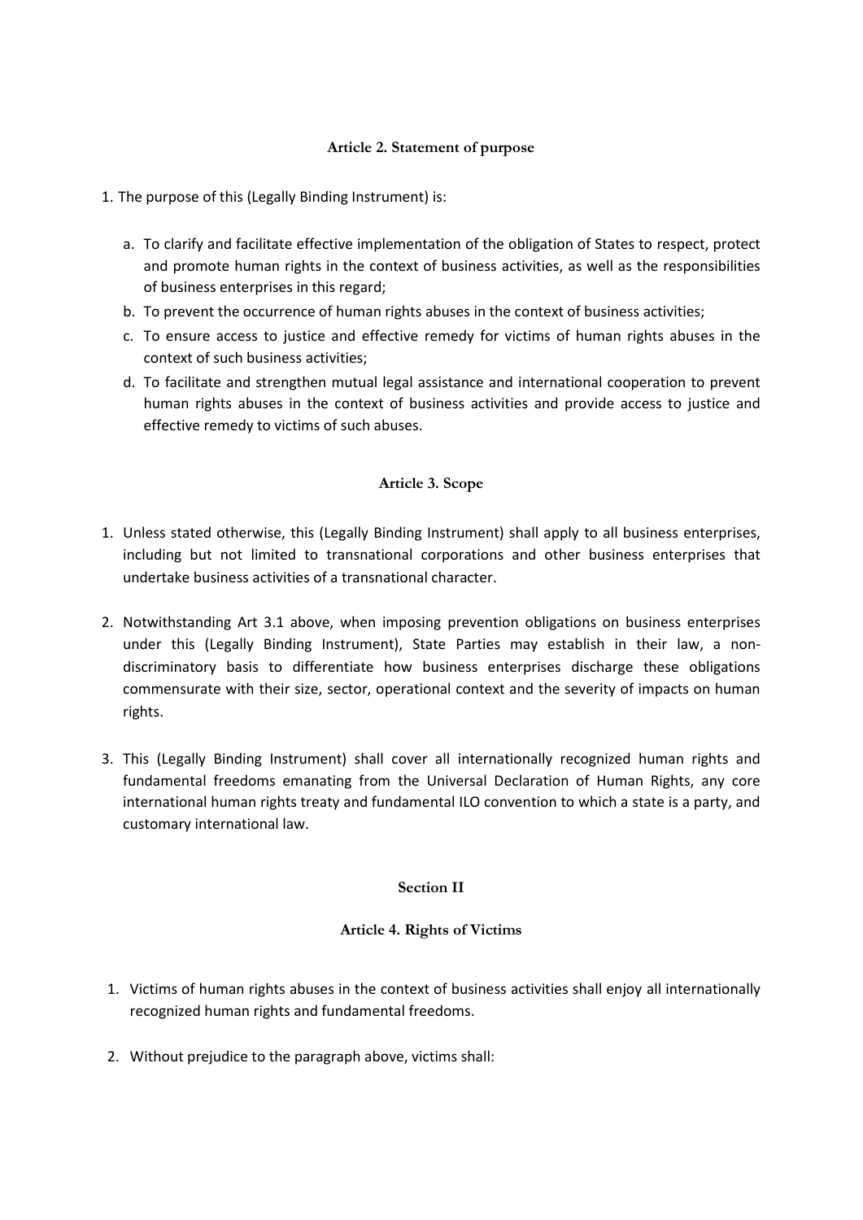### Article 2. Statement of purpose

1. The purpose of this (Legally Binding Instrument) is:

   a. To clarify and facilitate effective implementation of the obligation of States to respect, protect and promote human rights in the context of business activities, as well as the responsibilities of business enterprises in this regard;
   b. To prevent the occurrence of human rights abuses in the context of business activities;
   c. To ensure access to justice and effective remedy for victims of human rights abuses in the context of such business activities;
   d. To facilitate and strengthen mutual legal assistance and international cooperation to prevent human rights abuses in the context of business activities and provide access to justice and effective remedy to victims of such abuses.

### Article 3. Scope

1. Unless stated otherwise, this (Legally Binding Instrument) shall apply to all business enterprises, including but not limited to transnational corporations and other business enterprises that undertake business activities of a transnational character.

2. Notwithstanding Art 3.1 above, when imposing prevention obligations on business enterprises under this (Legally Binding Instrument), State Parties may establish in their law, a non-discriminatory basis to differentiate how business enterprises discharge these obligations commensurate with their size, sector, operational context and the severity of impacts on human rights.

3. This (Legally Binding Instrument) shall cover all internationally recognized human rights and fundamental freedoms emanating from the Universal Declaration of Human Rights, any core international human rights treaty and fundamental ILO convention to which a state is a party, and customary international law.

## Section II

### Article 4. Rights of Victims

1. Victims of human rights abuses in the context of business activities shall enjoy all internationally recognized human rights and fundamental freedoms.

2. Without prejudice to the paragraph above, victims shall: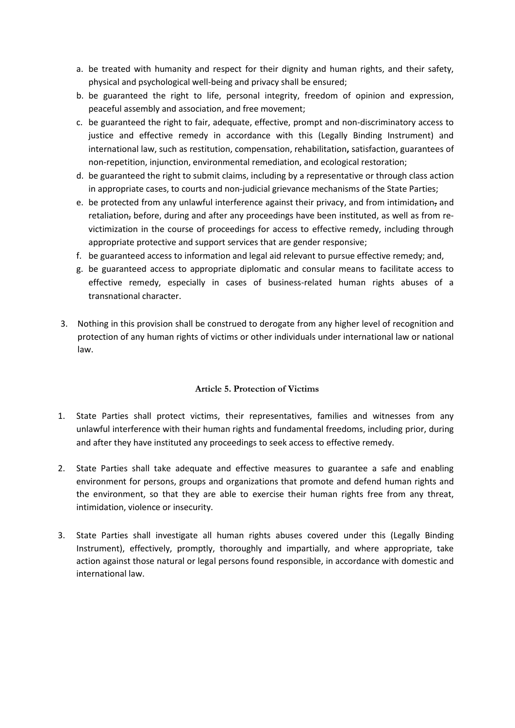a. be treated with humanity and respect for their dignity and human rights, and their safety, physical and psychological well-being and privacy shall be ensured;
b. be guaranteed the right to life, personal integrity, freedom of opinion and expression, peaceful assembly and association, and free movement;
c. be guaranteed the right to fair, adequate, effective, prompt and non-discriminatory access to justice and effective remedy in accordance with this (Legally Binding Instrument) and international law, such as restitution, compensation, rehabilitation**,** satisfaction, guarantees of non-repetition, injunction, environmental remediation, and ecological restoration;
d. be guaranteed the right to submit claims, including by a representative or through class action in appropriate cases, to courts and non-judicial grievance mechanisms of the State Parties;
e. be protected from any unlawful interference against their privacy, and from intimidation~~,~~ and retaliation~~,~~ before, during and after any proceedings have been instituted, as well as from re-victimization in the course of proceedings for access to effective remedy, including through appropriate protective and support services that are gender responsive;
f. be guaranteed access to information and legal aid relevant to pursue effective remedy; and,
g. be guaranteed access to appropriate diplomatic and consular means to facilitate access to effective remedy, especially in cases of business-related human rights abuses of a transnational character.

3. Nothing in this provision shall be construed to derogate from any higher level of recognition and protection of any human rights of victims or other individuals under international law or national law.

### Article 5. Protection of Victims

1. State Parties shall protect victims, their representatives, families and witnesses from any unlawful interference with their human rights and fundamental freedoms, including prior, during and after they have instituted any proceedings to seek access to effective remedy.

2. State Parties shall take adequate and effective measures to guarantee a safe and enabling environment for persons, groups and organizations that promote and defend human rights and the environment, so that they are able to exercise their human rights free from any threat, intimidation, violence or insecurity.

3. State Parties shall investigate all human rights abuses covered under this (Legally Binding Instrument), effectively, promptly, thoroughly and impartially, and where appropriate, take action against those natural or legal persons found responsible, in accordance with domestic and international law.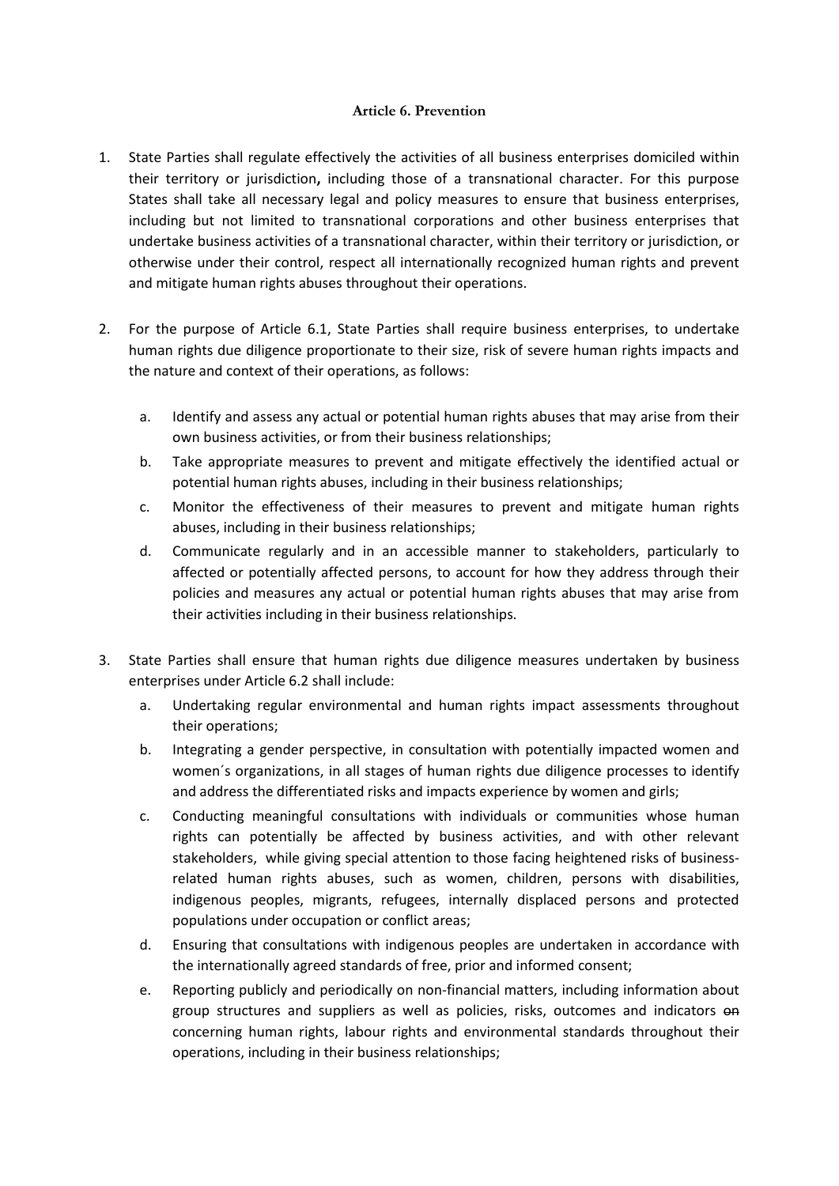**Article 6. Prevention**

1. State Parties shall regulate effectively the activities of all business enterprises domiciled within their territory or jurisdiction**,** including those of a transnational character. For this purpose States shall take all necessary legal and policy measures to ensure that business enterprises, including but not limited to transnational corporations and other business enterprises that undertake business activities of a transnational character, within their territory or jurisdiction, or otherwise under their control, respect all internationally recognized human rights and prevent and mitigate human rights abuses throughout their operations.

2. For the purpose of Article 6.1, State Parties shall require business enterprises, to undertake human rights due diligence proportionate to their size, risk of severe human rights impacts and the nature and context of their operations, as follows:

   a. Identify and assess any actual or potential human rights abuses that may arise from their own business activities, or from their business relationships;
   b. Take appropriate measures to prevent and mitigate effectively the identified actual or potential human rights abuses, including in their business relationships;
   c. Monitor the effectiveness of their measures to prevent and mitigate human rights abuses, including in their business relationships;
   d. Communicate regularly and in an accessible manner to stakeholders, particularly to affected or potentially affected persons, to account for how they address through their policies and measures any actual or potential human rights abuses that may arise from their activities including in their business relationships.

3. State Parties shall ensure that human rights due diligence measures undertaken by business enterprises under Article 6.2 shall include:

   a. Undertaking regular environmental and human rights impact assessments throughout their operations;
   b. Integrating a gender perspective, in consultation with potentially impacted women and women´s organizations, in all stages of human rights due diligence processes to identify and address the differentiated risks and impacts experience by women and girls;
   c. Conducting meaningful consultations with individuals or communities whose human rights can potentially be affected by business activities, and with other relevant stakeholders, while giving special attention to those facing heightened risks of business-related human rights abuses, such as women, children, persons with disabilities, indigenous peoples, migrants, refugees, internally displaced persons and protected populations under occupation or conflict areas;
   d. Ensuring that consultations with indigenous peoples are undertaken in accordance with the internationally agreed standards of free, prior and informed consent;
   e. Reporting publicly and periodically on non-financial matters, including information about group structures and suppliers as well as policies, risks, outcomes and indicators ~~on~~ concerning human rights, labour rights and environmental standards throughout their operations, including in their business relationships;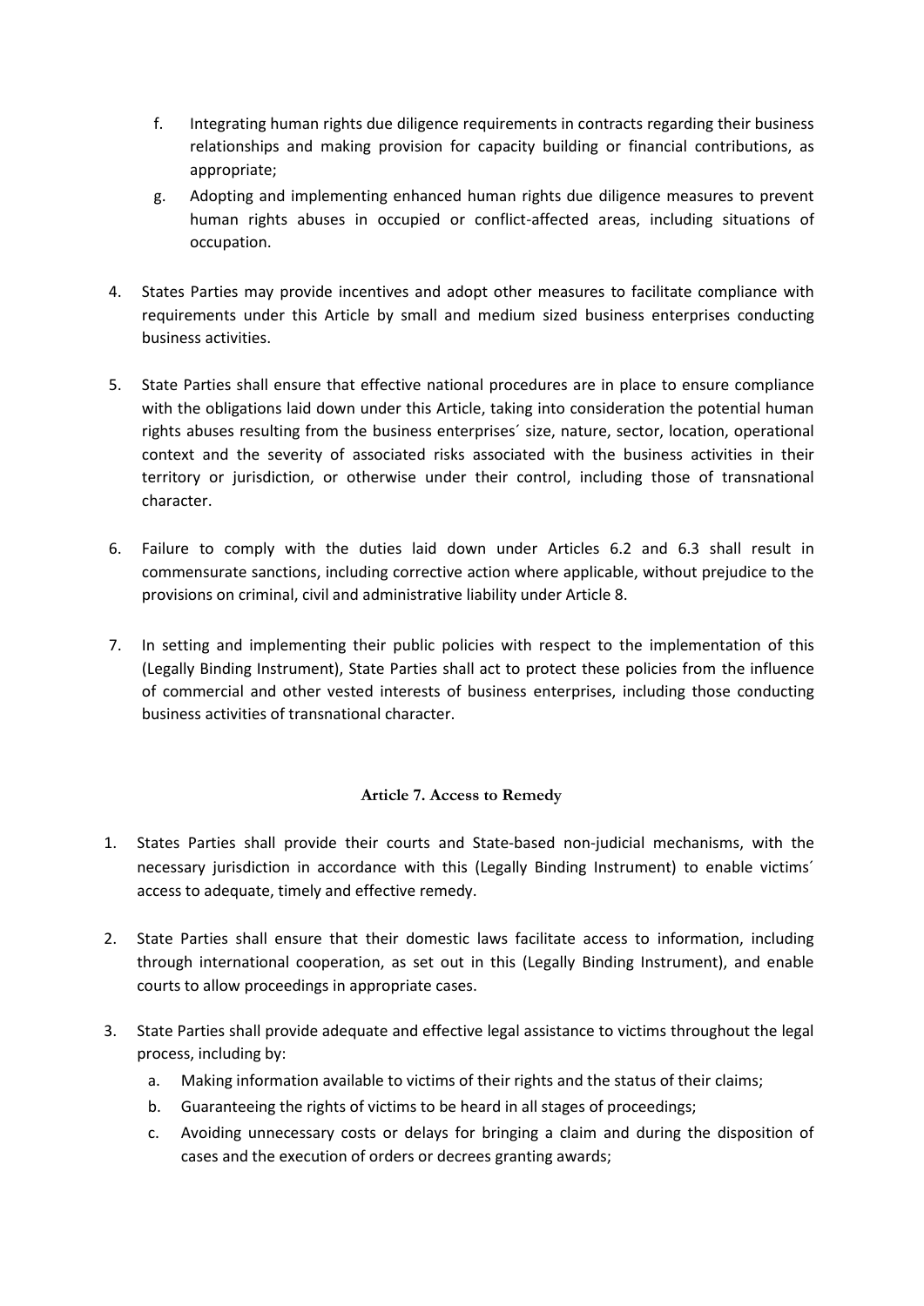f. Integrating human rights due diligence requirements in contracts regarding their business relationships and making provision for capacity building or financial contributions, as appropriate;

g. Adopting and implementing enhanced human rights due diligence measures to prevent human rights abuses in occupied or conflict-affected areas, including situations of occupation.

4. States Parties may provide incentives and adopt other measures to facilitate compliance with requirements under this Article by small and medium sized business enterprises conducting business activities.

5. State Parties shall ensure that effective national procedures are in place to ensure compliance with the obligations laid down under this Article, taking into consideration the potential human rights abuses resulting from the business enterprises´ size, nature, sector, location, operational context and the severity of associated risks associated with the business activities in their territory or jurisdiction, or otherwise under their control, including those of transnational character.

6. Failure to comply with the duties laid down under Articles 6.2 and 6.3 shall result in commensurate sanctions, including corrective action where applicable, without prejudice to the provisions on criminal, civil and administrative liability under Article 8.

7. In setting and implementing their public policies with respect to the implementation of this (Legally Binding Instrument), State Parties shall act to protect these policies from the influence of commercial and other vested interests of business enterprises, including those conducting business activities of transnational character.

## Article 7. Access to Remedy

1. States Parties shall provide their courts and State-based non-judicial mechanisms, with the necessary jurisdiction in accordance with this (Legally Binding Instrument) to enable victims´ access to adequate, timely and effective remedy.

2. State Parties shall ensure that their domestic laws facilitate access to information, including through international cooperation, as set out in this (Legally Binding Instrument), and enable courts to allow proceedings in appropriate cases.

3. State Parties shall provide adequate and effective legal assistance to victims throughout the legal process, including by:

   a. Making information available to victims of their rights and the status of their claims;

   b. Guaranteeing the rights of victims to be heard in all stages of proceedings;

   c. Avoiding unnecessary costs or delays for bringing a claim and during the disposition of cases and the execution of orders or decrees granting awards;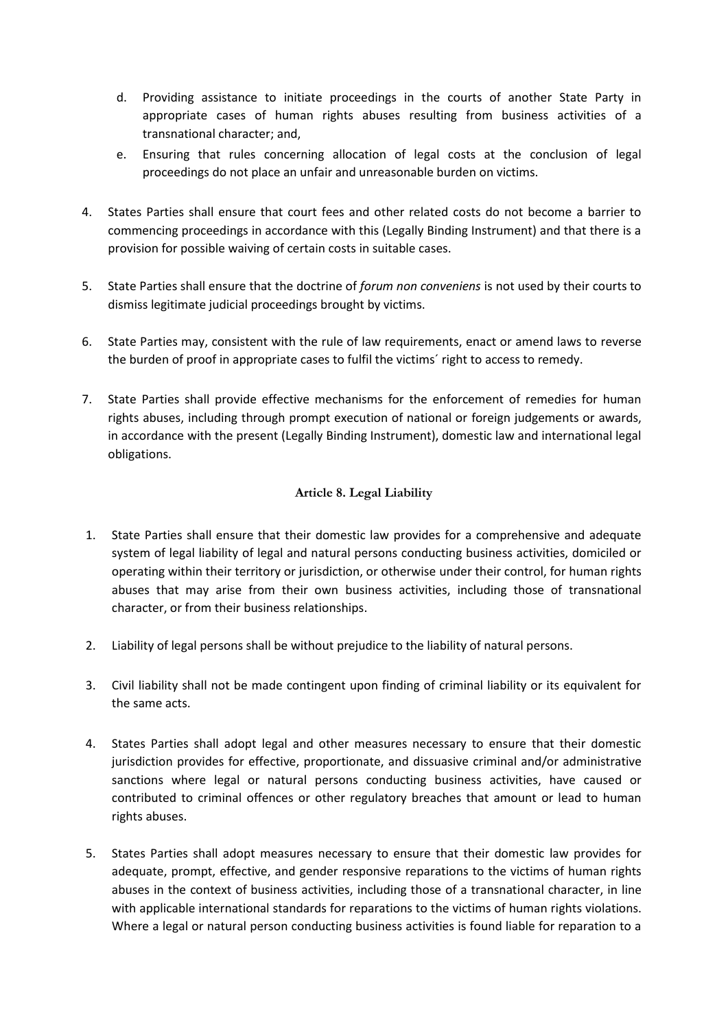d. Providing assistance to initiate proceedings in the courts of another State Party in appropriate cases of human rights abuses resulting from business activities of a transnational character; and,
e. Ensuring that rules concerning allocation of legal costs at the conclusion of legal proceedings do not place an unfair and unreasonable burden on victims.

4. States Parties shall ensure that court fees and other related costs do not become a barrier to commencing proceedings in accordance with this (Legally Binding Instrument) and that there is a provision for possible waiving of certain costs in suitable cases.

5. State Parties shall ensure that the doctrine of *forum non conveniens* is not used by their courts to dismiss legitimate judicial proceedings brought by victims.

6. State Parties may, consistent with the rule of law requirements, enact or amend laws to reverse the burden of proof in appropriate cases to fulfil the victims´ right to access to remedy.

7. State Parties shall provide effective mechanisms for the enforcement of remedies for human rights abuses, including through prompt execution of national or foreign judgements or awards, in accordance with the present (Legally Binding Instrument), domestic law and international legal obligations.

### Article 8. Legal Liability

1. State Parties shall ensure that their domestic law provides for a comprehensive and adequate system of legal liability of legal and natural persons conducting business activities, domiciled or operating within their territory or jurisdiction, or otherwise under their control, for human rights abuses that may arise from their own business activities, including those of transnational character, or from their business relationships.

2. Liability of legal persons shall be without prejudice to the liability of natural persons.

3. Civil liability shall not be made contingent upon finding of criminal liability or its equivalent for the same acts.

4. States Parties shall adopt legal and other measures necessary to ensure that their domestic jurisdiction provides for effective, proportionate, and dissuasive criminal and/or administrative sanctions where legal or natural persons conducting business activities, have caused or contributed to criminal offences or other regulatory breaches that amount or lead to human rights abuses.

5. States Parties shall adopt measures necessary to ensure that their domestic law provides for adequate, prompt, effective, and gender responsive reparations to the victims of human rights abuses in the context of business activities, including those of a transnational character, in line with applicable international standards for reparations to the victims of human rights violations. Where a legal or natural person conducting business activities is found liable for reparation to a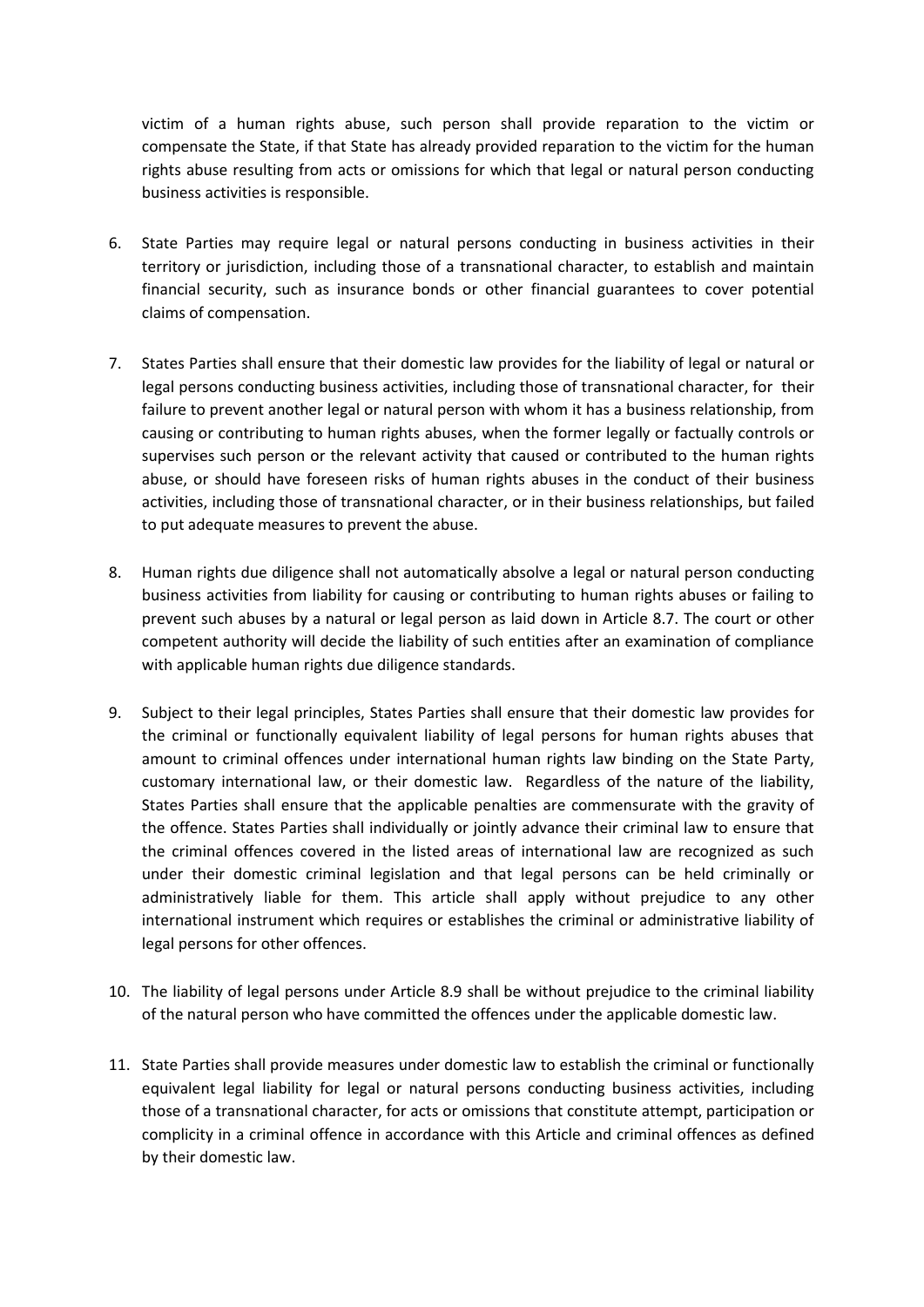victim of a human rights abuse, such person shall provide reparation to the victim or compensate the State, if that State has already provided reparation to the victim for the human rights abuse resulting from acts or omissions for which that legal or natural person conducting business activities is responsible.

6. State Parties may require legal or natural persons conducting in business activities in their territory or jurisdiction, including those of a transnational character, to establish and maintain financial security, such as insurance bonds or other financial guarantees to cover potential claims of compensation.

7. States Parties shall ensure that their domestic law provides for the liability of legal or natural or legal persons conducting business activities, including those of transnational character, for their failure to prevent another legal or natural person with whom it has a business relationship, from causing or contributing to human rights abuses, when the former legally or factually controls or supervises such person or the relevant activity that caused or contributed to the human rights abuse, or should have foreseen risks of human rights abuses in the conduct of their business activities, including those of transnational character, or in their business relationships, but failed to put adequate measures to prevent the abuse.

8. Human rights due diligence shall not automatically absolve a legal or natural person conducting business activities from liability for causing or contributing to human rights abuses or failing to prevent such abuses by a natural or legal person as laid down in Article 8.7. The court or other competent authority will decide the liability of such entities after an examination of compliance with applicable human rights due diligence standards.

9. Subject to their legal principles, States Parties shall ensure that their domestic law provides for the criminal or functionally equivalent liability of legal persons for human rights abuses that amount to criminal offences under international human rights law binding on the State Party, customary international law, or their domestic law. Regardless of the nature of the liability, States Parties shall ensure that the applicable penalties are commensurate with the gravity of the offence. States Parties shall individually or jointly advance their criminal law to ensure that the criminal offences covered in the listed areas of international law are recognized as such under their domestic criminal legislation and that legal persons can be held criminally or administratively liable for them. This article shall apply without prejudice to any other international instrument which requires or establishes the criminal or administrative liability of legal persons for other offences.

10. The liability of legal persons under Article 8.9 shall be without prejudice to the criminal liability of the natural person who have committed the offences under the applicable domestic law.

11. State Parties shall provide measures under domestic law to establish the criminal or functionally equivalent legal liability for legal or natural persons conducting business activities, including those of a transnational character, for acts or omissions that constitute attempt, participation or complicity in a criminal offence in accordance with this Article and criminal offences as defined by their domestic law.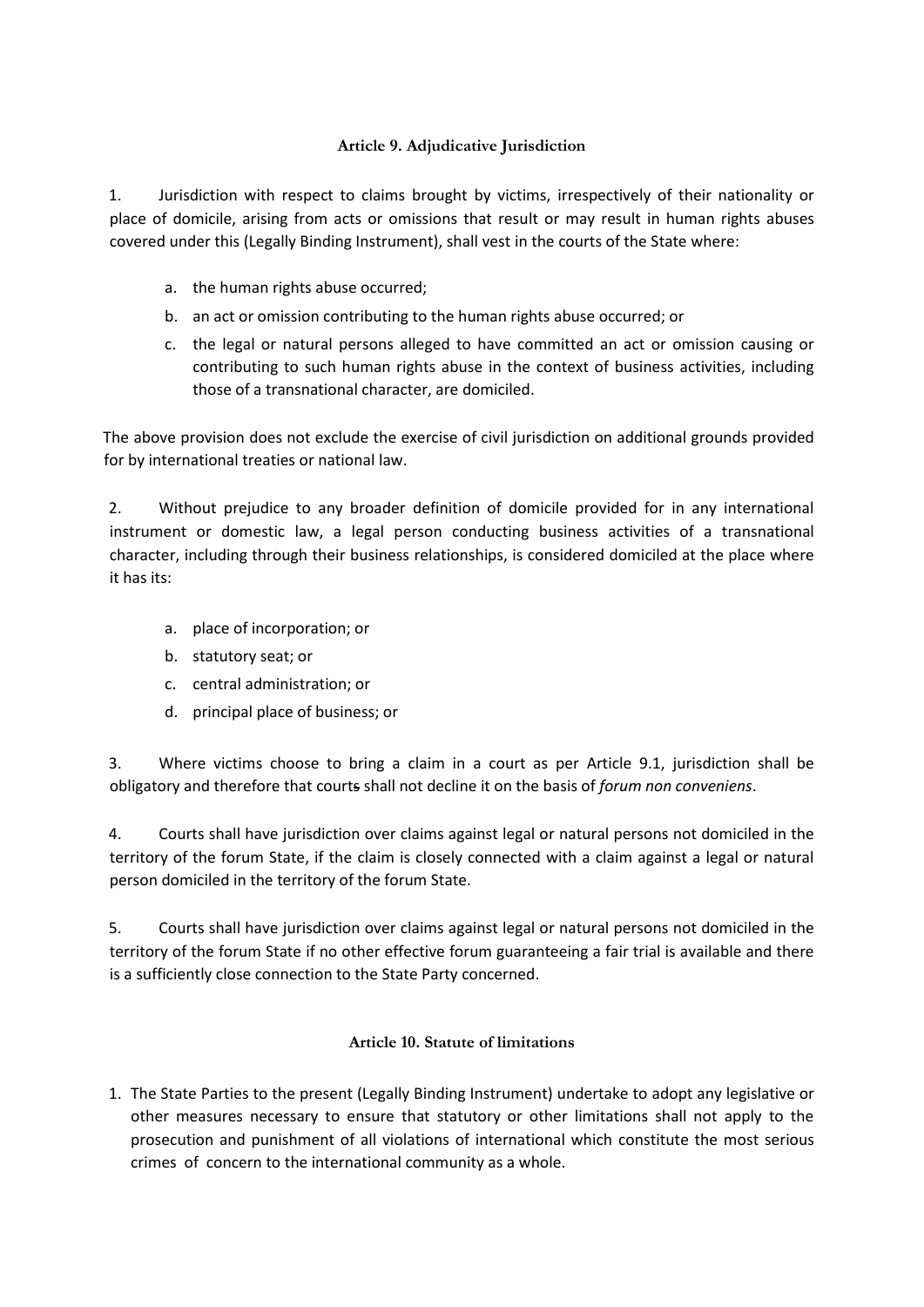### Article 9. Adjudicative Jurisdiction

1. Jurisdiction with respect to claims brought by victims, irrespectively of their nationality or place of domicile, arising from acts or omissions that result or may result in human rights abuses covered under this (Legally Binding Instrument), shall vest in the courts of the State where:

   a. the human rights abuse occurred;
   b. an act or omission contributing to the human rights abuse occurred; or
   c. the legal or natural persons alleged to have committed an act or omission causing or contributing to such human rights abuse in the context of business activities, including those of a transnational character, are domiciled.

The above provision does not exclude the exercise of civil jurisdiction on additional grounds provided for by international treaties or national law.

2. Without prejudice to any broader definition of domicile provided for in any international instrument or domestic law, a legal person conducting business activities of a transnational character, including through their business relationships, is considered domiciled at the place where it has its:

   a. place of incorporation; or
   b. statutory seat; or
   c. central administration; or
   d. principal place of business; or

3. Where victims choose to bring a claim in a court as per Article 9.1, jurisdiction shall be obligatory and therefore that courts shall not decline it on the basis of *forum non conveniens*.

4. Courts shall have jurisdiction over claims against legal or natural persons not domiciled in the territory of the forum State, if the claim is closely connected with a claim against a legal or natural person domiciled in the territory of the forum State.

5. Courts shall have jurisdiction over claims against legal or natural persons not domiciled in the territory of the forum State if no other effective forum guaranteeing a fair trial is available and there is a sufficiently close connection to the State Party concerned.

### Article 10. Statute of limitations

1. The State Parties to the present (Legally Binding Instrument) undertake to adopt any legislative or other measures necessary to ensure that statutory or other limitations shall not apply to the prosecution and punishment of all violations of international which constitute the most serious crimes of concern to the international community as a whole.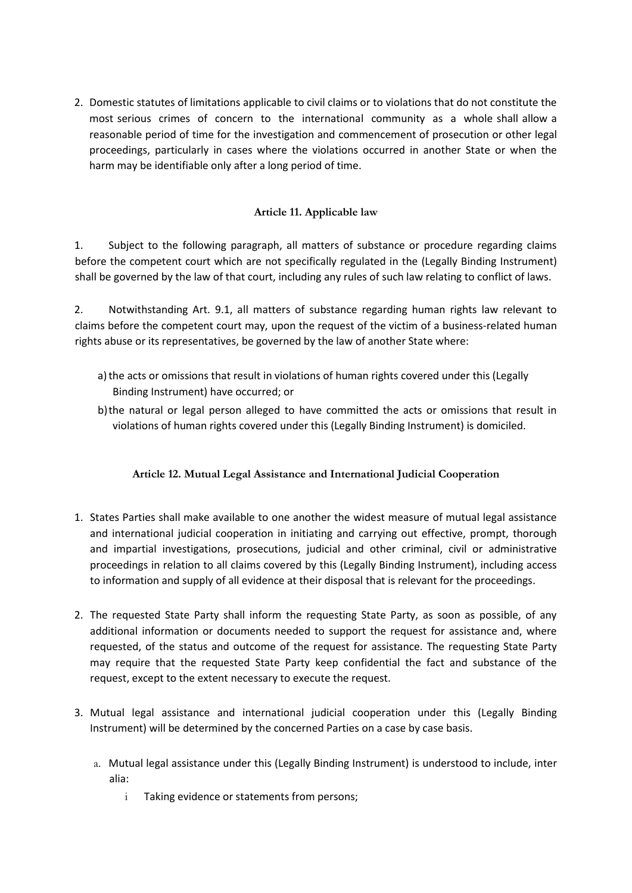2. Domestic statutes of limitations applicable to civil claims or to violations that do not constitute the most serious crimes of concern to the international community as a whole shall allow a reasonable period of time for the investigation and commencement of prosecution or other legal proceedings, particularly in cases where the violations occurred in another State or when the harm may be identifiable only after a long period of time.

### Article 11. Applicable law

1. Subject to the following paragraph, all matters of substance or procedure regarding claims before the competent court which are not specifically regulated in the (Legally Binding Instrument) shall be governed by the law of that court, including any rules of such law relating to conflict of laws.

2. Notwithstanding Art. 9.1, all matters of substance regarding human rights law relevant to claims before the competent court may, upon the request of the victim of a business-related human rights abuse or its representatives, be governed by the law of another State where:

   a) the acts or omissions that result in violations of human rights covered under this (Legally Binding Instrument) have occurred; or
   
   b) the natural or legal person alleged to have committed the acts or omissions that result in violations of human rights covered under this (Legally Binding Instrument) is domiciled.

### Article 12. Mutual Legal Assistance and International Judicial Cooperation

1. States Parties shall make available to one another the widest measure of mutual legal assistance and international judicial cooperation in initiating and carrying out effective, prompt, thorough and impartial investigations, prosecutions, judicial and other criminal, civil or administrative proceedings in relation to all claims covered by this (Legally Binding Instrument), including access to information and supply of all evidence at their disposal that is relevant for the proceedings.

2. The requested State Party shall inform the requesting State Party, as soon as possible, of any additional information or documents needed to support the request for assistance and, where requested, of the status and outcome of the request for assistance. The requesting State Party may require that the requested State Party keep confidential the fact and substance of the request, except to the extent necessary to execute the request.

3. Mutual legal assistance and international judicial cooperation under this (Legally Binding Instrument) will be determined by the concerned Parties on a case by case basis.

   a. Mutual legal assistance under this (Legally Binding Instrument) is understood to include, inter alia:
   
      i Taking evidence or statements from persons;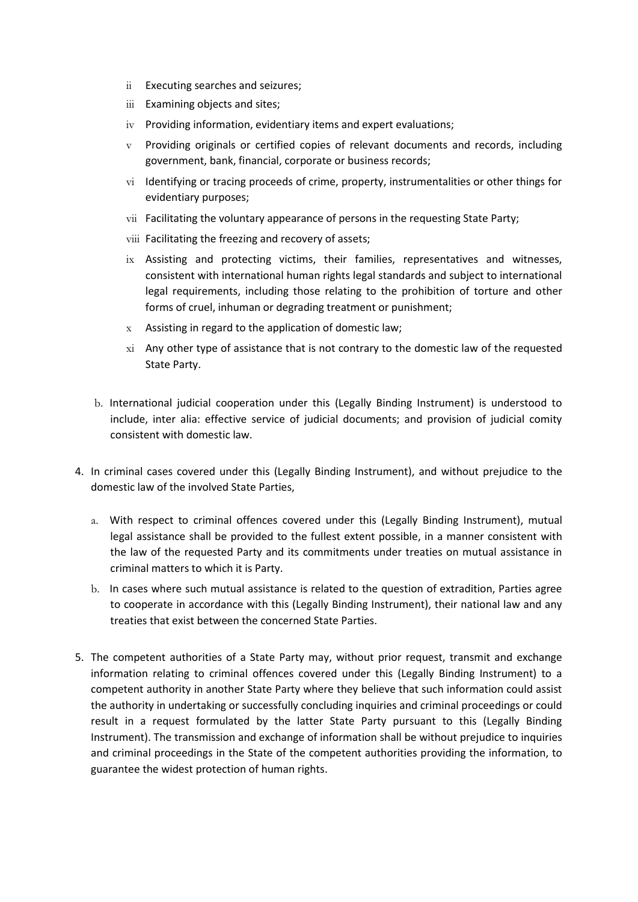ii Executing searches and seizures;

iii Examining objects and sites;

iv Providing information, evidentiary items and expert evaluations;

v Providing originals or certified copies of relevant documents and records, including government, bank, financial, corporate or business records;

vi Identifying or tracing proceeds of crime, property, instrumentalities or other things for evidentiary purposes;

vii Facilitating the voluntary appearance of persons in the requesting State Party;

viii Facilitating the freezing and recovery of assets;

ix Assisting and protecting victims, their families, representatives and witnesses, consistent with international human rights legal standards and subject to international legal requirements, including those relating to the prohibition of torture and other forms of cruel, inhuman or degrading treatment or punishment;

x Assisting in regard to the application of domestic law;

xi Any other type of assistance that is not contrary to the domestic law of the requested State Party.

b. International judicial cooperation under this (Legally Binding Instrument) is understood to include, inter alia: effective service of judicial documents; and provision of judicial comity consistent with domestic law.

4. In criminal cases covered under this (Legally Binding Instrument), and without prejudice to the domestic law of the involved State Parties,

   a. With respect to criminal offences covered under this (Legally Binding Instrument), mutual legal assistance shall be provided to the fullest extent possible, in a manner consistent with the law of the requested Party and its commitments under treaties on mutual assistance in criminal matters to which it is Party.

   b. In cases where such mutual assistance is related to the question of extradition, Parties agree to cooperate in accordance with this (Legally Binding Instrument), their national law and any treaties that exist between the concerned State Parties.

5. The competent authorities of a State Party may, without prior request, transmit and exchange information relating to criminal offences covered under this (Legally Binding Instrument) to a competent authority in another State Party where they believe that such information could assist the authority in undertaking or successfully concluding inquiries and criminal proceedings or could result in a request formulated by the latter State Party pursuant to this (Legally Binding Instrument). The transmission and exchange of information shall be without prejudice to inquiries and criminal proceedings in the State of the competent authorities providing the information, to guarantee the widest protection of human rights.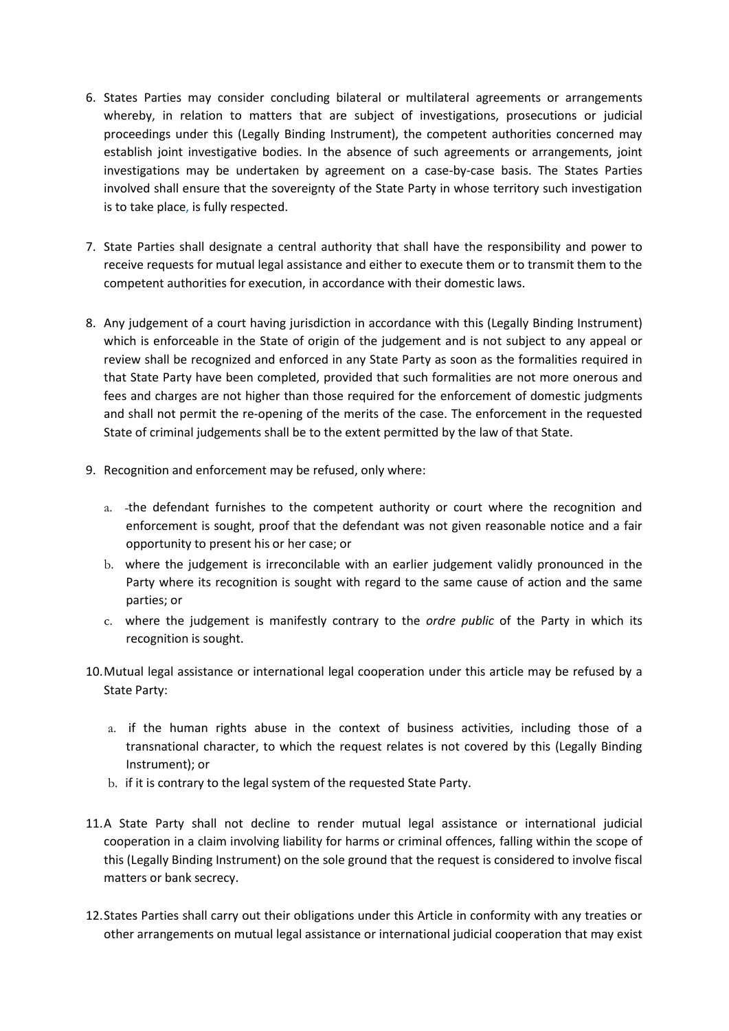6. States Parties may consider concluding bilateral or multilateral agreements or arrangements whereby, in relation to matters that are subject of investigations, prosecutions or judicial proceedings under this (Legally Binding Instrument), the competent authorities concerned may establish joint investigative bodies. In the absence of such agreements or arrangements, joint investigations may be undertaken by agreement on a case-by-case basis. The States Parties involved shall ensure that the sovereignty of the State Party in whose territory such investigation is to take place, is fully respected.

7. State Parties shall designate a central authority that shall have the responsibility and power to receive requests for mutual legal assistance and either to execute them or to transmit them to the competent authorities for execution, in accordance with their domestic laws.

8. Any judgement of a court having jurisdiction in accordance with this (Legally Binding Instrument) which is enforceable in the State of origin of the judgement and is not subject to any appeal or review shall be recognized and enforced in any State Party as soon as the formalities required in that State Party have been completed, provided that such formalities are not more onerous and fees and charges are not higher than those required for the enforcement of domestic judgments and shall not permit the re-opening of the merits of the case. The enforcement in the requested State of criminal judgements shall be to the extent permitted by the law of that State.

9. Recognition and enforcement may be refused, only where:

   a. the defendant furnishes to the competent authority or court where the recognition and enforcement is sought, proof that the defendant was not given reasonable notice and a fair opportunity to present his or her case; or
   b. where the judgement is irreconcilable with an earlier judgement validly pronounced in the Party where its recognition is sought with regard to the same cause of action and the same parties; or
   c. where the judgement is manifestly contrary to the *ordre public* of the Party in which its recognition is sought.

10. Mutual legal assistance or international legal cooperation under this article may be refused by a State Party:

    a. if the human rights abuse in the context of business activities, including those of a transnational character, to which the request relates is not covered by this (Legally Binding Instrument); or
    b. if it is contrary to the legal system of the requested State Party.

11. A State Party shall not decline to render mutual legal assistance or international judicial cooperation in a claim involving liability for harms or criminal offences, falling within the scope of this (Legally Binding Instrument) on the sole ground that the request is considered to involve fiscal matters or bank secrecy.

12. States Parties shall carry out their obligations under this Article in conformity with any treaties or other arrangements on mutual legal assistance or international judicial cooperation that may exist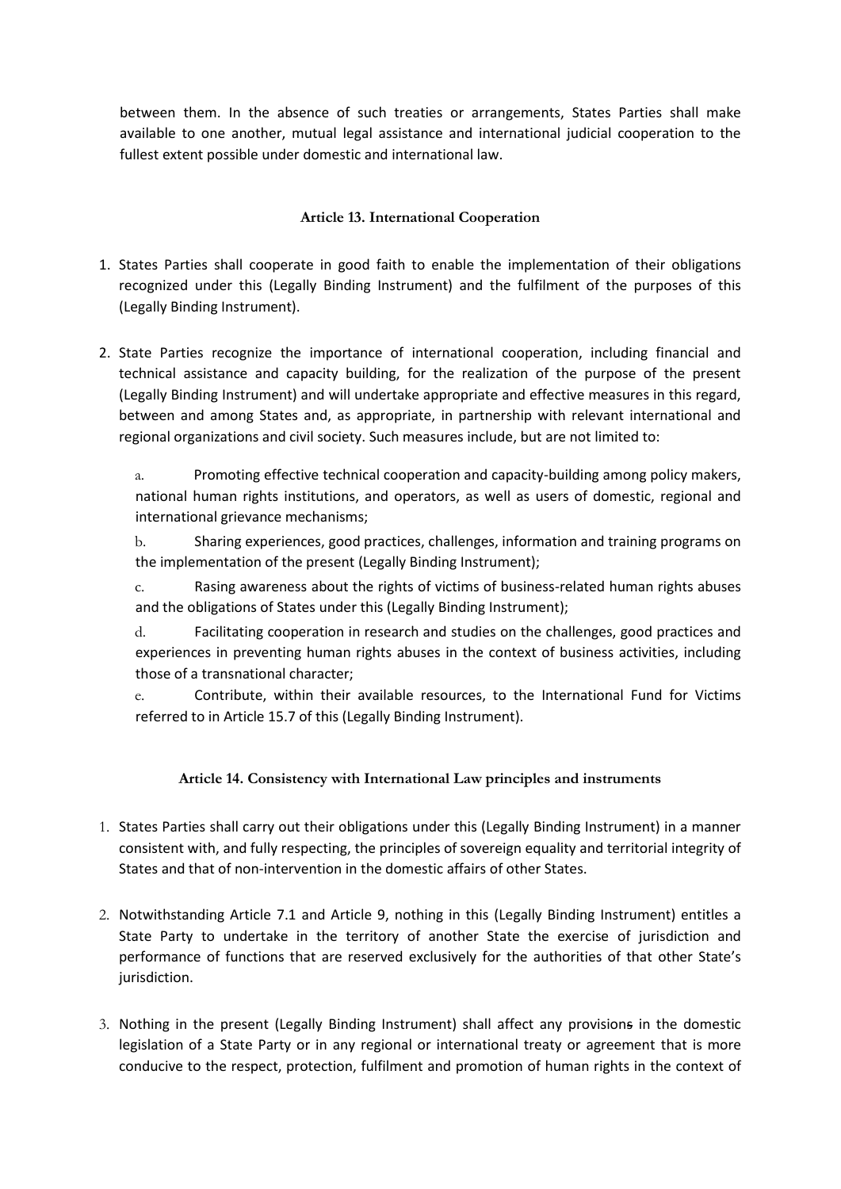between them. In the absence of such treaties or arrangements, States Parties shall make available to one another, mutual legal assistance and international judicial cooperation to the fullest extent possible under domestic and international law.

### Article 13. International Cooperation

1. States Parties shall cooperate in good faith to enable the implementation of their obligations recognized under this (Legally Binding Instrument) and the fulfilment of the purposes of this (Legally Binding Instrument).

2. State Parties recognize the importance of international cooperation, including financial and technical assistance and capacity building, for the realization of the purpose of the present (Legally Binding Instrument) and will undertake appropriate and effective measures in this regard, between and among States and, as appropriate, in partnership with relevant international and regional organizations and civil society. Such measures include, but are not limited to:

   a. Promoting effective technical cooperation and capacity-building among policy makers, national human rights institutions, and operators, as well as users of domestic, regional and international grievance mechanisms;

   b. Sharing experiences, good practices, challenges, information and training programs on the implementation of the present (Legally Binding Instrument);

   c. Rasing awareness about the rights of victims of business-related human rights abuses and the obligations of States under this (Legally Binding Instrument);

   d. Facilitating cooperation in research and studies on the challenges, good practices and experiences in preventing human rights abuses in the context of business activities, including those of a transnational character;

   e. Contribute, within their available resources, to the International Fund for Victims referred to in Article 15.7 of this (Legally Binding Instrument).

### Article 14. Consistency with International Law principles and instruments

1. States Parties shall carry out their obligations under this (Legally Binding Instrument) in a manner consistent with, and fully respecting, the principles of sovereign equality and territorial integrity of States and that of non-intervention in the domestic affairs of other States.

2. Notwithstanding Article 7.1 and Article 9, nothing in this (Legally Binding Instrument) entitles a State Party to undertake in the territory of another State the exercise of jurisdiction and performance of functions that are reserved exclusively for the authorities of that other State's jurisdiction.

3. Nothing in the present (Legally Binding Instrument) shall affect any provisions in the domestic legislation of a State Party or in any regional or international treaty or agreement that is more conducive to the respect, protection, fulfilment and promotion of human rights in the context of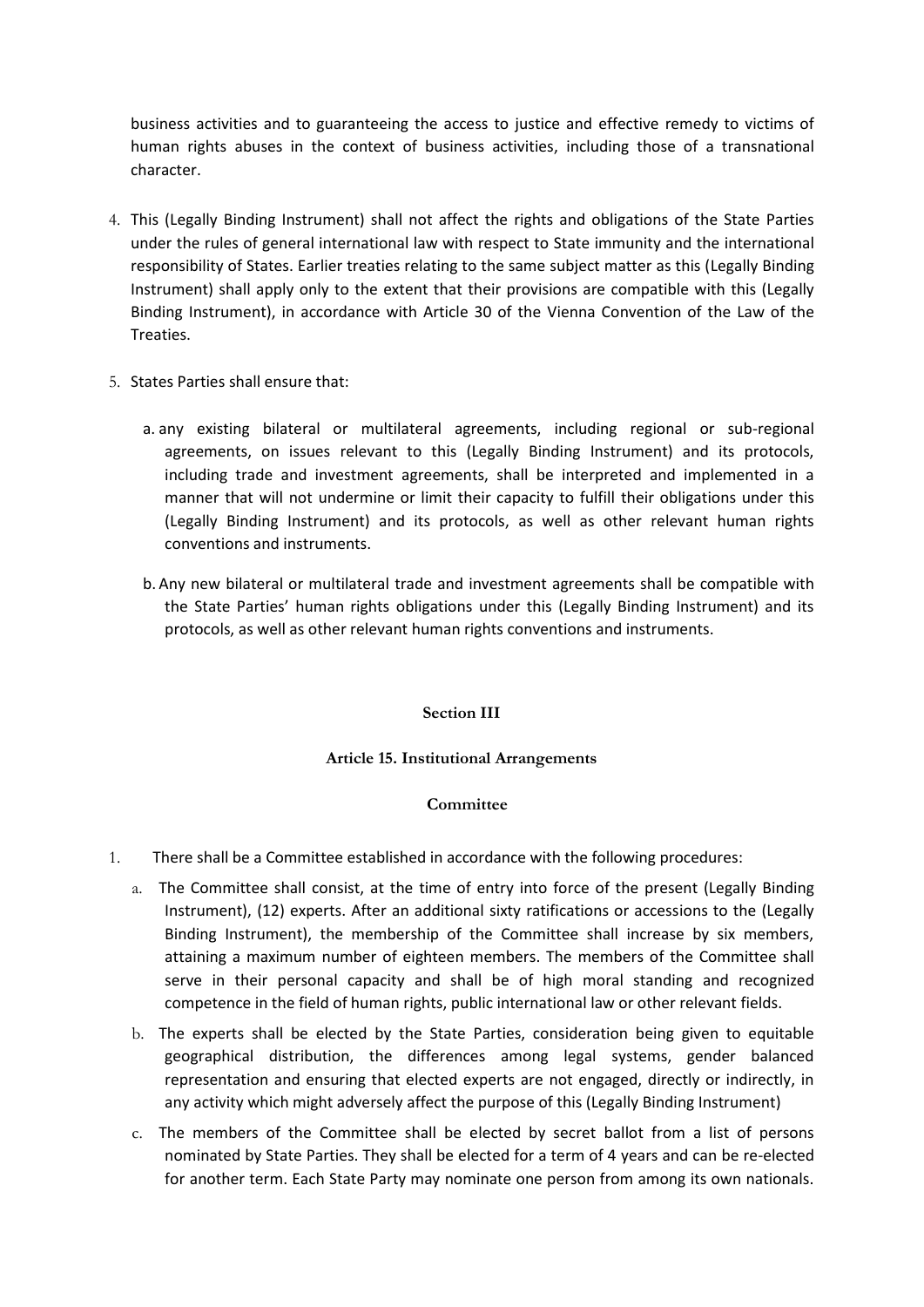business activities and to guaranteeing the access to justice and effective remedy to victims of human rights abuses in the context of business activities, including those of a transnational character.

4. This (Legally Binding Instrument) shall not affect the rights and obligations of the State Parties under the rules of general international law with respect to State immunity and the international responsibility of States. Earlier treaties relating to the same subject matter as this (Legally Binding Instrument) shall apply only to the extent that their provisions are compatible with this (Legally Binding Instrument), in accordance with Article 30 of the Vienna Convention of the Law of the Treaties.

5. States Parties shall ensure that:

   a. any existing bilateral or multilateral agreements, including regional or sub-regional agreements, on issues relevant to this (Legally Binding Instrument) and its protocols, including trade and investment agreements, shall be interpreted and implemented in a manner that will not undermine or limit their capacity to fulfill their obligations under this (Legally Binding Instrument) and its protocols, as well as other relevant human rights conventions and instruments.

   b. Any new bilateral or multilateral trade and investment agreements shall be compatible with the State Parties' human rights obligations under this (Legally Binding Instrument) and its protocols, as well as other relevant human rights conventions and instruments.

**Section III**

**Article 15. Institutional Arrangements**

**Committee**

1. There shall be a Committee established in accordance with the following procedures:

   a. The Committee shall consist, at the time of entry into force of the present (Legally Binding Instrument), (12) experts. After an additional sixty ratifications or accessions to the (Legally Binding Instrument), the membership of the Committee shall increase by six members, attaining a maximum number of eighteen members. The members of the Committee shall serve in their personal capacity and shall be of high moral standing and recognized competence in the field of human rights, public international law or other relevant fields.

   b. The experts shall be elected by the State Parties, consideration being given to equitable geographical distribution, the differences among legal systems, gender balanced representation and ensuring that elected experts are not engaged, directly or indirectly, in any activity which might adversely affect the purpose of this (Legally Binding Instrument)

   c. The members of the Committee shall be elected by secret ballot from a list of persons nominated by State Parties. They shall be elected for a term of 4 years and can be re-elected for another term. Each State Party may nominate one person from among its own nationals.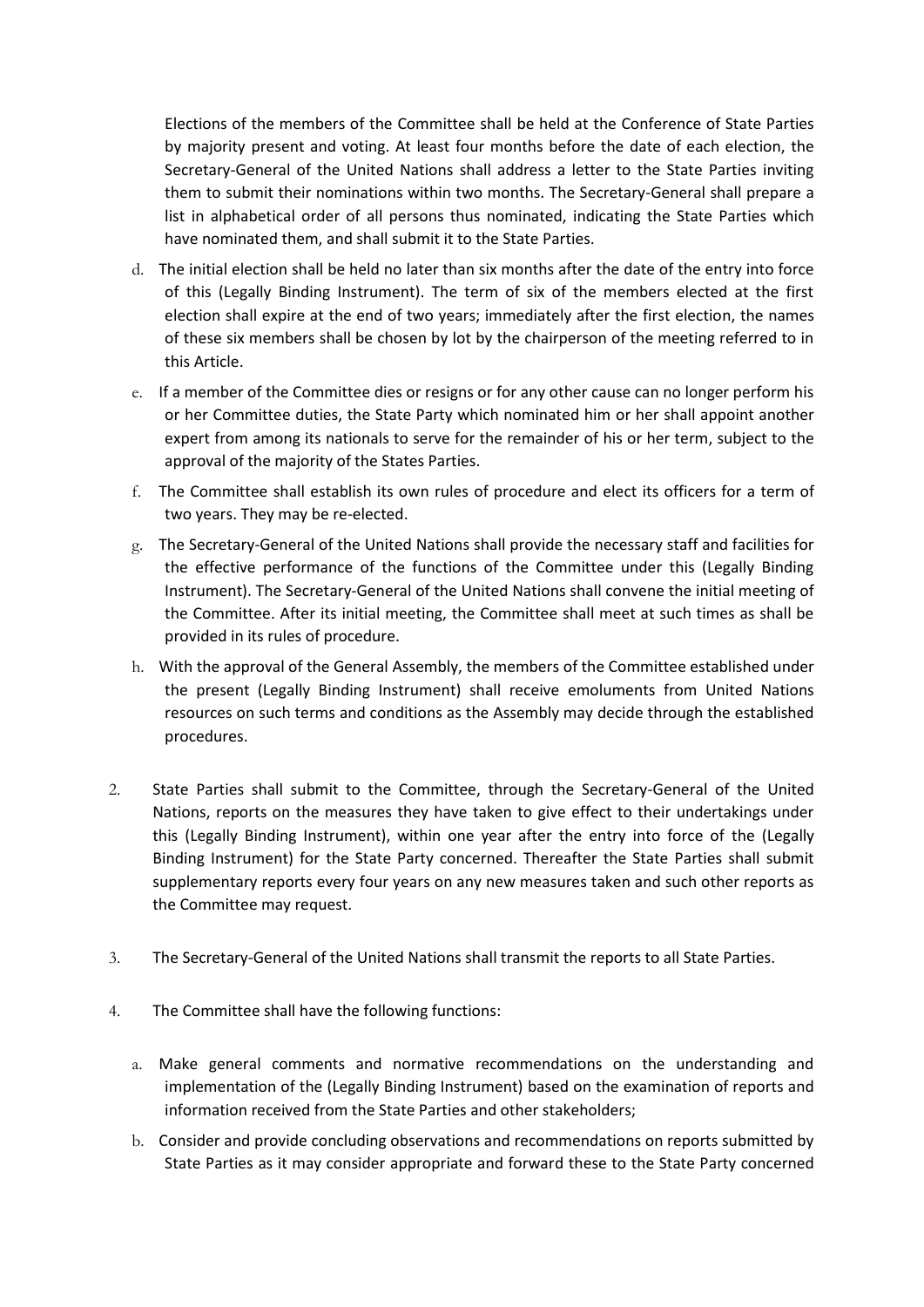Elections of the members of the Committee shall be held at the Conference of State Parties by majority present and voting. At least four months before the date of each election, the Secretary-General of the United Nations shall address a letter to the State Parties inviting them to submit their nominations within two months. The Secretary-General shall prepare a list in alphabetical order of all persons thus nominated, indicating the State Parties which have nominated them, and shall submit it to the State Parties.

d. The initial election shall be held no later than six months after the date of the entry into force of this (Legally Binding Instrument). The term of six of the members elected at the first election shall expire at the end of two years; immediately after the first election, the names of these six members shall be chosen by lot by the chairperson of the meeting referred to in this Article.

e. If a member of the Committee dies or resigns or for any other cause can no longer perform his or her Committee duties, the State Party which nominated him or her shall appoint another expert from among its nationals to serve for the remainder of his or her term, subject to the approval of the majority of the States Parties.

f. The Committee shall establish its own rules of procedure and elect its officers for a term of two years. They may be re-elected.

g. The Secretary-General of the United Nations shall provide the necessary staff and facilities for the effective performance of the functions of the Committee under this (Legally Binding Instrument). The Secretary-General of the United Nations shall convene the initial meeting of the Committee. After its initial meeting, the Committee shall meet at such times as shall be provided in its rules of procedure.

h. With the approval of the General Assembly, the members of the Committee established under the present (Legally Binding Instrument) shall receive emoluments from United Nations resources on such terms and conditions as the Assembly may decide through the established procedures.

2. State Parties shall submit to the Committee, through the Secretary-General of the United Nations, reports on the measures they have taken to give effect to their undertakings under this (Legally Binding Instrument), within one year after the entry into force of the (Legally Binding Instrument) for the State Party concerned. Thereafter the State Parties shall submit supplementary reports every four years on any new measures taken and such other reports as the Committee may request.

3. The Secretary-General of the United Nations shall transmit the reports to all State Parties.

4. The Committee shall have the following functions:

   a. Make general comments and normative recommendations on the understanding and implementation of the (Legally Binding Instrument) based on the examination of reports and information received from the State Parties and other stakeholders;

   b. Consider and provide concluding observations and recommendations on reports submitted by State Parties as it may consider appropriate and forward these to the State Party concerned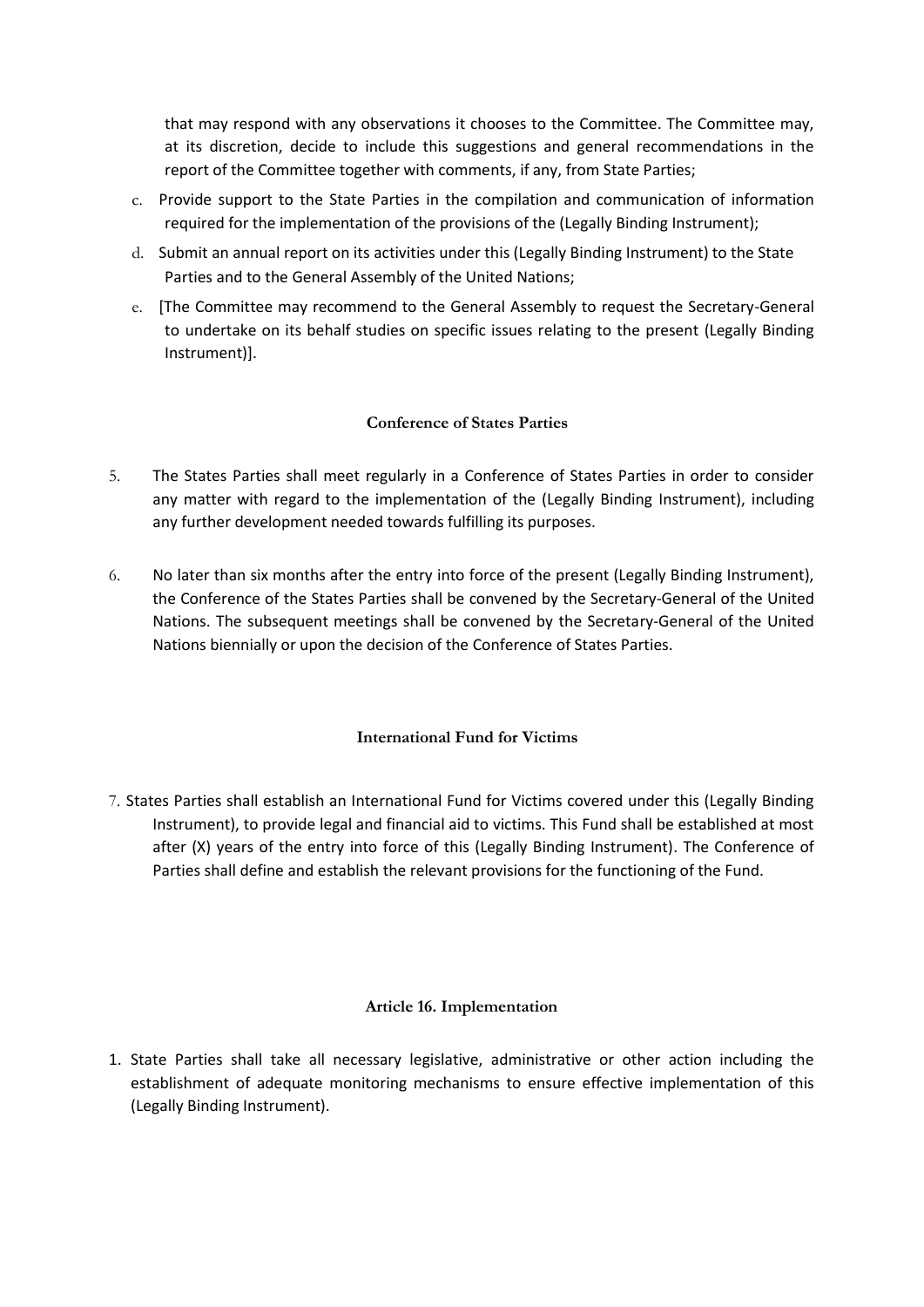that may respond with any observations it chooses to the Committee. The Committee may, at its discretion, decide to include this suggestions and general recommendations in the report of the Committee together with comments, if any, from State Parties;

c. Provide support to the State Parties in the compilation and communication of information required for the implementation of the provisions of the (Legally Binding Instrument);

d. Submit an annual report on its activities under this (Legally Binding Instrument) to the State Parties and to the General Assembly of the United Nations;

e. [The Committee may recommend to the General Assembly to request the Secretary-General to undertake on its behalf studies on specific issues relating to the present (Legally Binding Instrument)].

**Conference of States Parties**

5. The States Parties shall meet regularly in a Conference of States Parties in order to consider any matter with regard to the implementation of the (Legally Binding Instrument), including any further development needed towards fulfilling its purposes.

6. No later than six months after the entry into force of the present (Legally Binding Instrument), the Conference of the States Parties shall be convened by the Secretary-General of the United Nations. The subsequent meetings shall be convened by the Secretary-General of the United Nations biennially or upon the decision of the Conference of States Parties.

**International Fund for Victims**

7. States Parties shall establish an International Fund for Victims covered under this (Legally Binding Instrument), to provide legal and financial aid to victims. This Fund shall be established at most after (X) years of the entry into force of this (Legally Binding Instrument). The Conference of Parties shall define and establish the relevant provisions for the functioning of the Fund.

**Article 16. Implementation**

1. State Parties shall take all necessary legislative, administrative or other action including the establishment of adequate monitoring mechanisms to ensure effective implementation of this (Legally Binding Instrument).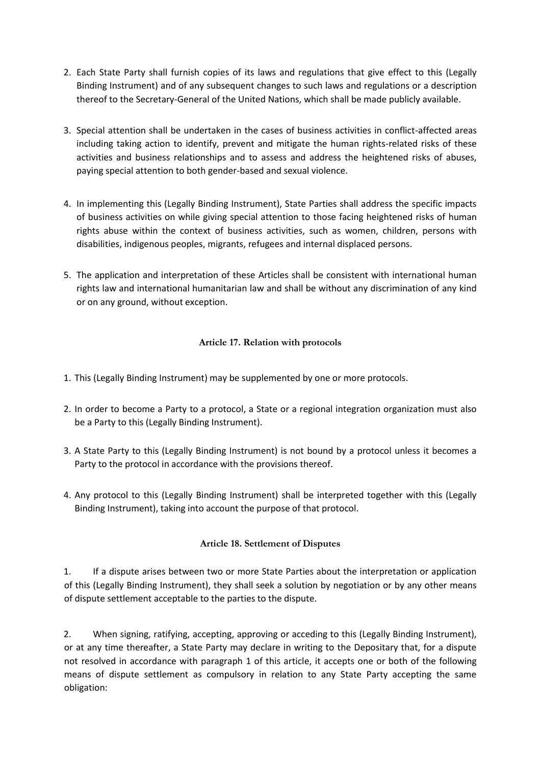2. Each State Party shall furnish copies of its laws and regulations that give effect to this (Legally Binding Instrument) and of any subsequent changes to such laws and regulations or a description thereof to the Secretary-General of the United Nations, which shall be made publicly available.

3. Special attention shall be undertaken in the cases of business activities in conflict-affected areas including taking action to identify, prevent and mitigate the human rights-related risks of these activities and business relationships and to assess and address the heightened risks of abuses, paying special attention to both gender-based and sexual violence.

4. In implementing this (Legally Binding Instrument), State Parties shall address the specific impacts of business activities on while giving special attention to those facing heightened risks of human rights abuse within the context of business activities, such as women, children, persons with disabilities, indigenous peoples, migrants, refugees and internal displaced persons.

5. The application and interpretation of these Articles shall be consistent with international human rights law and international humanitarian law and shall be without any discrimination of any kind or on any ground, without exception.

### Article 17. Relation with protocols

1. This (Legally Binding Instrument) may be supplemented by one or more protocols.

2. In order to become a Party to a protocol, a State or a regional integration organization must also be a Party to this (Legally Binding Instrument).

3. A State Party to this (Legally Binding Instrument) is not bound by a protocol unless it becomes a Party to the protocol in accordance with the provisions thereof.

4. Any protocol to this (Legally Binding Instrument) shall be interpreted together with this (Legally Binding Instrument), taking into account the purpose of that protocol.

### Article 18. Settlement of Disputes

1. If a dispute arises between two or more State Parties about the interpretation or application of this (Legally Binding Instrument), they shall seek a solution by negotiation or by any other means of dispute settlement acceptable to the parties to the dispute.

2. When signing, ratifying, accepting, approving or acceding to this (Legally Binding Instrument), or at any time thereafter, a State Party may declare in writing to the Depositary that, for a dispute not resolved in accordance with paragraph 1 of this article, it accepts one or both of the following means of dispute settlement as compulsory in relation to any State Party accepting the same obligation: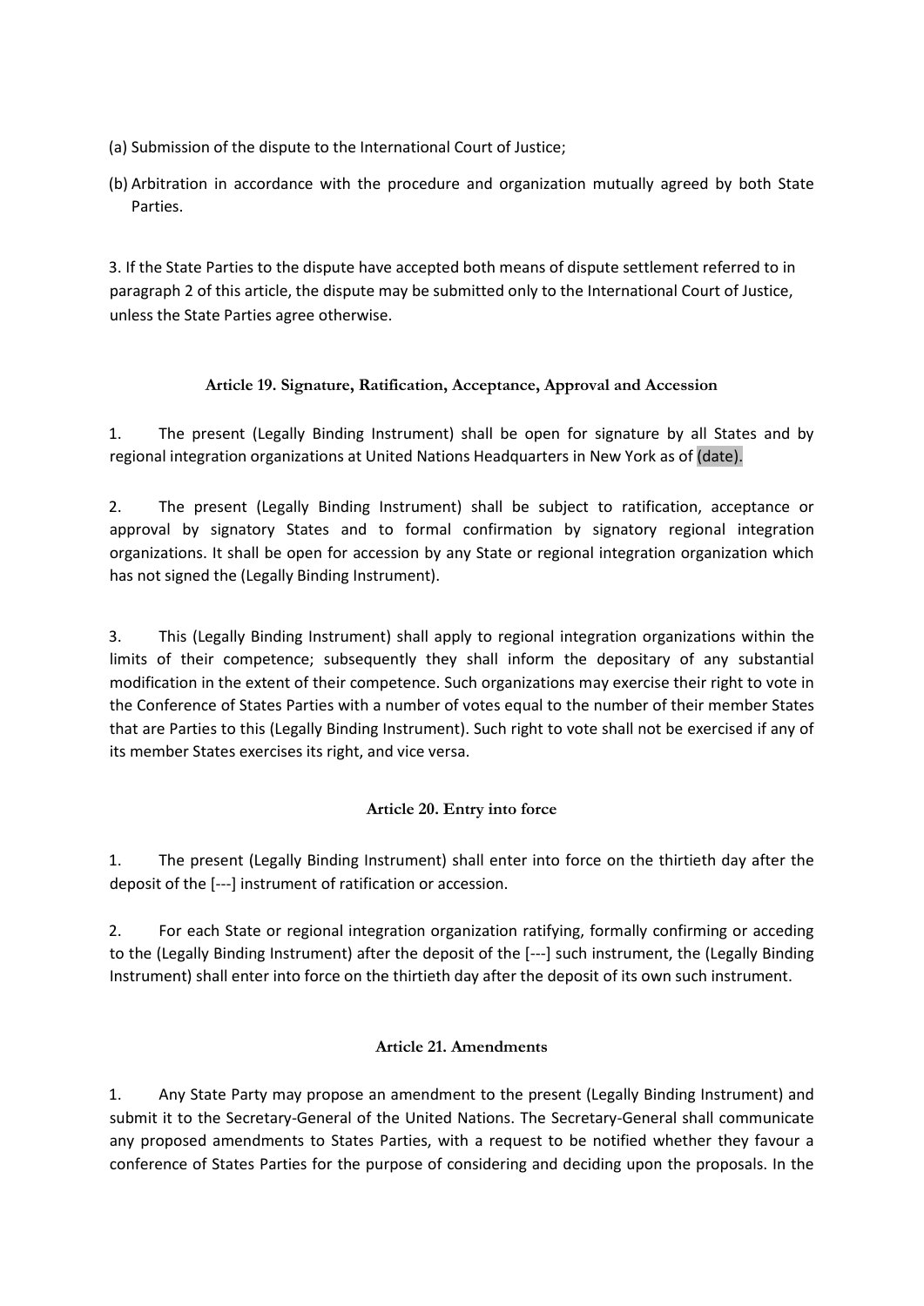(a) Submission of the dispute to the International Court of Justice;

(b) Arbitration in accordance with the procedure and organization mutually agreed by both State Parties.

3. If the State Parties to the dispute have accepted both means of dispute settlement referred to in paragraph 2 of this article, the dispute may be submitted only to the International Court of Justice, unless the State Parties agree otherwise.

### Article 19. Signature, Ratification, Acceptance, Approval and Accession

1. The present (Legally Binding Instrument) shall be open for signature by all States and by regional integration organizations at United Nations Headquarters in New York as of (date).

2. The present (Legally Binding Instrument) shall be subject to ratification, acceptance or approval by signatory States and to formal confirmation by signatory regional integration organizations. It shall be open for accession by any State or regional integration organization which has not signed the (Legally Binding Instrument).

3. This (Legally Binding Instrument) shall apply to regional integration organizations within the limits of their competence; subsequently they shall inform the depositary of any substantial modification in the extent of their competence. Such organizations may exercise their right to vote in the Conference of States Parties with a number of votes equal to the number of their member States that are Parties to this (Legally Binding Instrument). Such right to vote shall not be exercised if any of its member States exercises its right, and vice versa.

### Article 20. Entry into force

1. The present (Legally Binding Instrument) shall enter into force on the thirtieth day after the deposit of the [---] instrument of ratification or accession.

2. For each State or regional integration organization ratifying, formally confirming or acceding to the (Legally Binding Instrument) after the deposit of the [---] such instrument, the (Legally Binding Instrument) shall enter into force on the thirtieth day after the deposit of its own such instrument.

### Article 21. Amendments

1. Any State Party may propose an amendment to the present (Legally Binding Instrument) and submit it to the Secretary-General of the United Nations. The Secretary-General shall communicate any proposed amendments to States Parties, with a request to be notified whether they favour a conference of States Parties for the purpose of considering and deciding upon the proposals. In the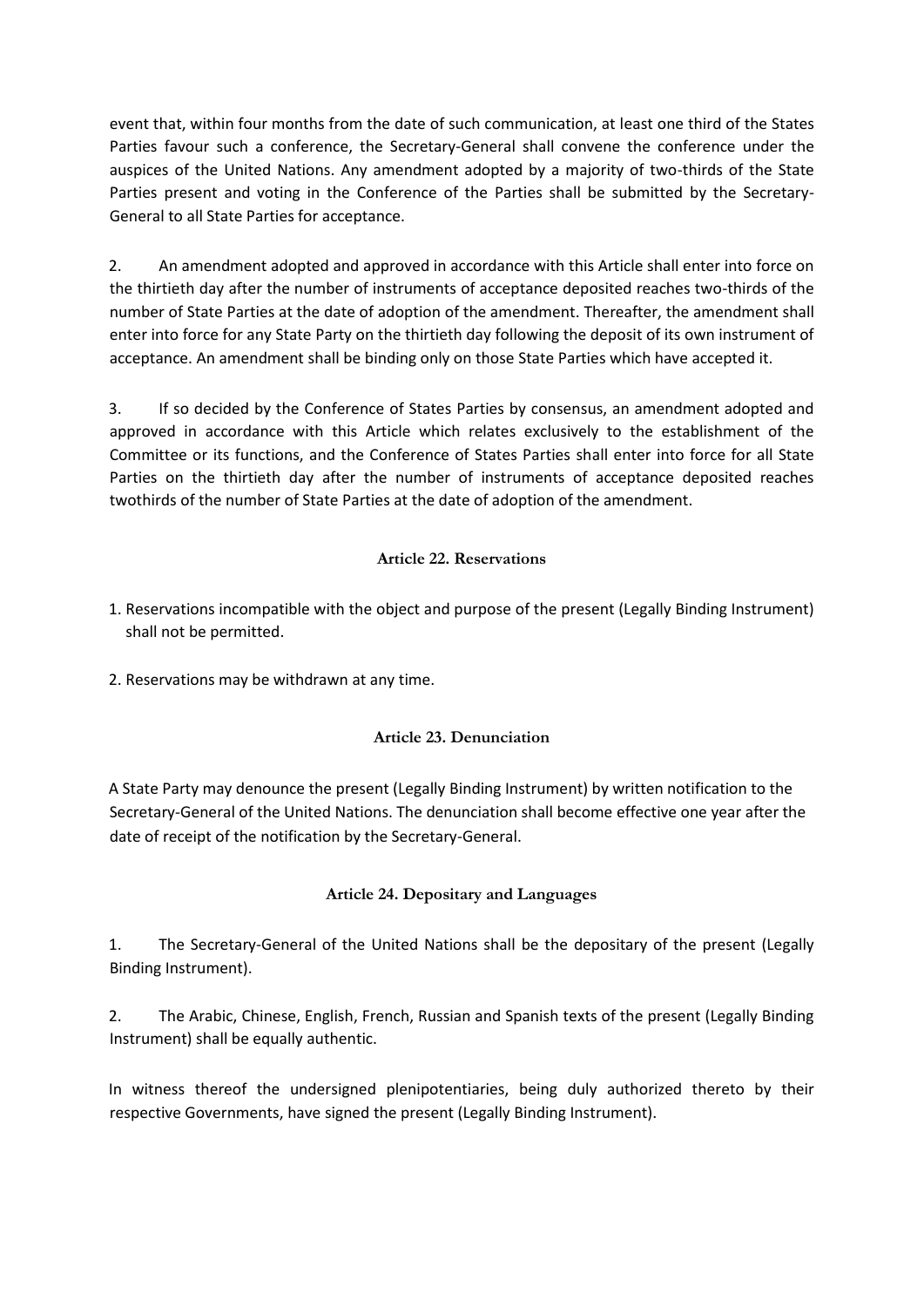event that, within four months from the date of such communication, at least one third of the States Parties favour such a conference, the Secretary-General shall convene the conference under the auspices of the United Nations. Any amendment adopted by a majority of two-thirds of the State Parties present and voting in the Conference of the Parties shall be submitted by the Secretary-General to all State Parties for acceptance.

2. An amendment adopted and approved in accordance with this Article shall enter into force on the thirtieth day after the number of instruments of acceptance deposited reaches two-thirds of the number of State Parties at the date of adoption of the amendment. Thereafter, the amendment shall enter into force for any State Party on the thirtieth day following the deposit of its own instrument of acceptance. An amendment shall be binding only on those State Parties which have accepted it.

3. If so decided by the Conference of States Parties by consensus, an amendment adopted and approved in accordance with this Article which relates exclusively to the establishment of the Committee or its functions, and the Conference of States Parties shall enter into force for all State Parties on the thirtieth day after the number of instruments of acceptance deposited reaches twothirds of the number of State Parties at the date of adoption of the amendment.

### Article 22. Reservations

1. Reservations incompatible with the object and purpose of the present (Legally Binding Instrument) shall not be permitted.
2. Reservations may be withdrawn at any time.

### Article 23. Denunciation

A State Party may denounce the present (Legally Binding Instrument) by written notification to the Secretary-General of the United Nations. The denunciation shall become effective one year after the date of receipt of the notification by the Secretary-General.

### Article 24. Depositary and Languages

1. The Secretary-General of the United Nations shall be the depositary of the present (Legally Binding Instrument).

2. The Arabic, Chinese, English, French, Russian and Spanish texts of the present (Legally Binding Instrument) shall be equally authentic.

In witness thereof the undersigned plenipotentiaries, being duly authorized thereto by their respective Governments, have signed the present (Legally Binding Instrument).